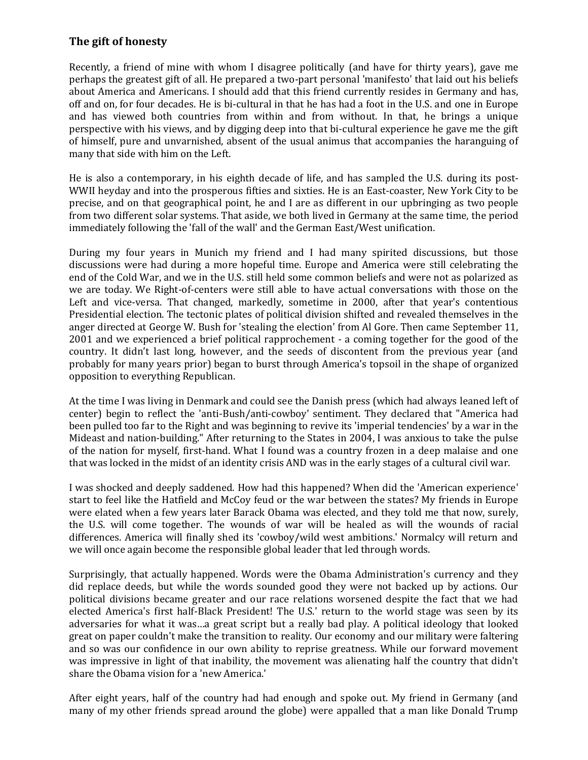## The gift of honesty

Recently, a friend of mine with whom I disagree politically (and have for thirty years), gave me perhaps the greatest gift of all. He prepared a two-part personal 'manifesto' that laid out his beliefs about America and Americans. I should add that this friend currently resides in Germany and has, off and on, for four decades. He is bi-cultural in that he has had a foot in the U.S. and one in Europe and has viewed both countries from within and from without. In that, he brings a unique perspective with his views, and by digging deep into that bi-cultural experience he gave me the gift of himself, pure and unvarnished, absent of the usual animus that accompanies the haranguing of many that side with him on the Left.

He is also a contemporary, in his eighth decade of life, and has sampled the U.S. during its post-WWII heyday and into the prosperous fifties and sixties. He is an East-coaster, New York City to be precise, and on that geographical point, he and I are as different in our upbringing as two people from two different solar systems. That aside, we both lived in Germany at the same time, the period immediately following the 'fall of the wall' and the German East/West unification.

During my four years in Munich my friend and I had many spirited discussions, but those discussions were had during a more hopeful time. Europe and America were still celebrating the end of the Cold War, and we in the U.S. still held some common beliefs and were not as polarized as we are today. We Right-of-centers were still able to have actual conversations with those on the Left and vice-versa. That changed, markedly, sometime in 2000, after that year's contentious Presidential election. The tectonic plates of political division shifted and revealed themselves in the anger directed at George W. Bush for 'stealing the election' from Al Gore. Then came September 11, 2001 and we experienced a brief political rapprochement - a coming together for the good of the country. It didn't last long, however, and the seeds of discontent from the previous year (and probably for many years prior) began to burst through America's topsoil in the shape of organized opposition to everything Republican.

At the time I was living in Denmark and could see the Danish press (which had always leaned left of center) begin to reflect the 'anti-Bush/anti-cowboy' sentiment. They declared that "America had been pulled too far to the Right and was beginning to revive its 'imperial tendencies' by a war in the Mideast and nation-building." After returning to the States in 2004, I was anxious to take the pulse of the nation for myself, first-hand. What I found was a country frozen in a deep malaise and one that was locked in the midst of an identity crisis AND was in the early stages of a cultural civil war.

I was shocked and deeply saddened. How had this happened? When did the 'American experience' start to feel like the Hatfield and McCoy feud or the war between the states? My friends in Europe were elated when a few years later Barack Obama was elected, and they told me that now, surely, the U.S. will come together. The wounds of war will be healed as will the wounds of racial differences. America will finally shed its 'cowboy/wild west ambitions.' Normalcy will return and we will once again become the responsible global leader that led through words.

Surprisingly, that actually happened. Words were the Obama Administration's currency and they did replace deeds, but while the words sounded good they were not backed up by actions. Our political divisions became greater and our race relations worsened despite the fact that we had elected America's first half-Black President! The U.S.' return to the world stage was seen by its adversaries for what it was…a great script but a really bad play. A political ideology that looked great on paper couldn't make the transition to reality. Our economy and our military were faltering and so was our confidence in our own ability to reprise greatness. While our forward movement was impressive in light of that inability, the movement was alienating half the country that didn't share the Obama vision for a 'new America.'

After eight years, half of the country had had enough and spoke out. My friend in Germany (and many of my other friends spread around the globe) were appalled that a man like Donald Trump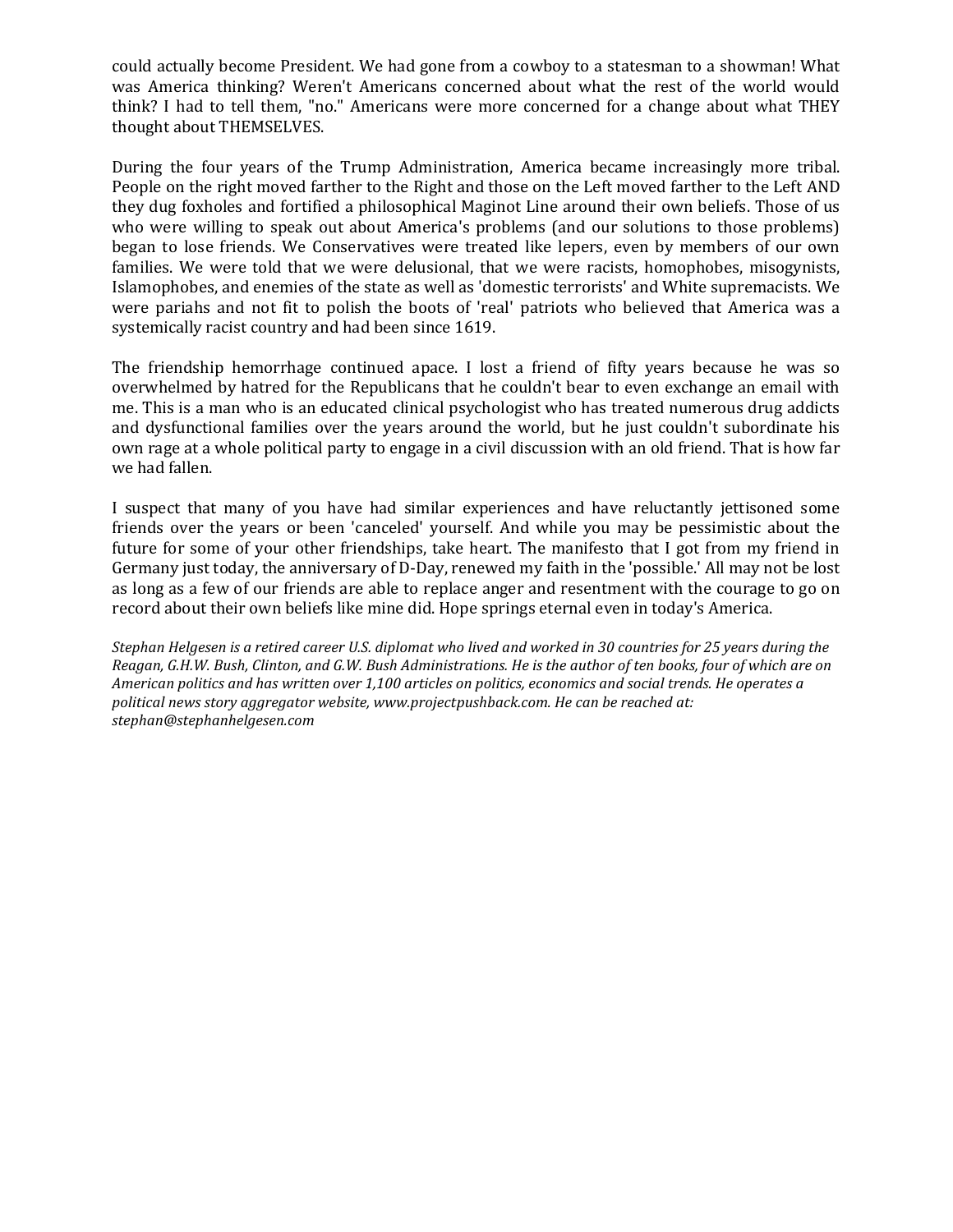could actually become President. We had gone from a cowboy to a statesman to a showman! What was America thinking? Weren't Americans concerned about what the rest of the world would think? I had to tell them, "no." Americans were more concerned for a change about what THEY thought about THEMSELVES.

During the four years of the Trump Administration, America became increasingly more tribal. People on the right moved farther to the Right and those on the Left moved farther to the Left AND they dug foxholes and fortified a philosophical Maginot Line around their own beliefs. Those of us who were willing to speak out about America's problems (and our solutions to those problems) began to lose friends. We Conservatives were treated like lepers, even by members of our own families. We were told that we were delusional, that we were racists, homophobes, misogynists, Islamophobes, and enemies of the state as well as 'domestic terrorists' and White supremacists. We were pariahs and not fit to polish the boots of 'real' patriots who believed that America was a systemically racist country and had been since 1619.

The friendship hemorrhage continued apace. I lost a friend of fifty years because he was so overwhelmed by hatred for the Republicans that he couldn't bear to even exchange an email with me. This is a man who is an educated clinical psychologist who has treated numerous drug addicts and dysfunctional families over the years around the world, but he just couldn't subordinate his own rage at a whole political party to engage in a civil discussion with an old friend. That is how far we had fallen.

I suspect that many of you have had similar experiences and have reluctantly jettisoned some friends over the years or been 'canceled' yourself. And while you may be pessimistic about the future for some of your other friendships, take heart. The manifesto that I got from my friend in Germany just today, the anniversary of D-Day, renewed my faith in the 'possible.' All may not be lost as long as a few of our friends are able to replace anger and resentment with the courage to go on record about their own beliefs like mine did. Hope springs eternal even in today's America.

*Stephan Helgesen is a retired career U.S. diplomat who lived and worked in 30 countries for 25 years during the Reagan, G.H.W. Bush, Clinton, and G.W. Bush Administrations. He is the author of ten books, four of which are on American politics and has written over 1,100 articles on politics, economics and social trends. He operates a political news story aggregator website, www.projectpushback.com. He can be reached at: stephan@stephanhelgesen.com*